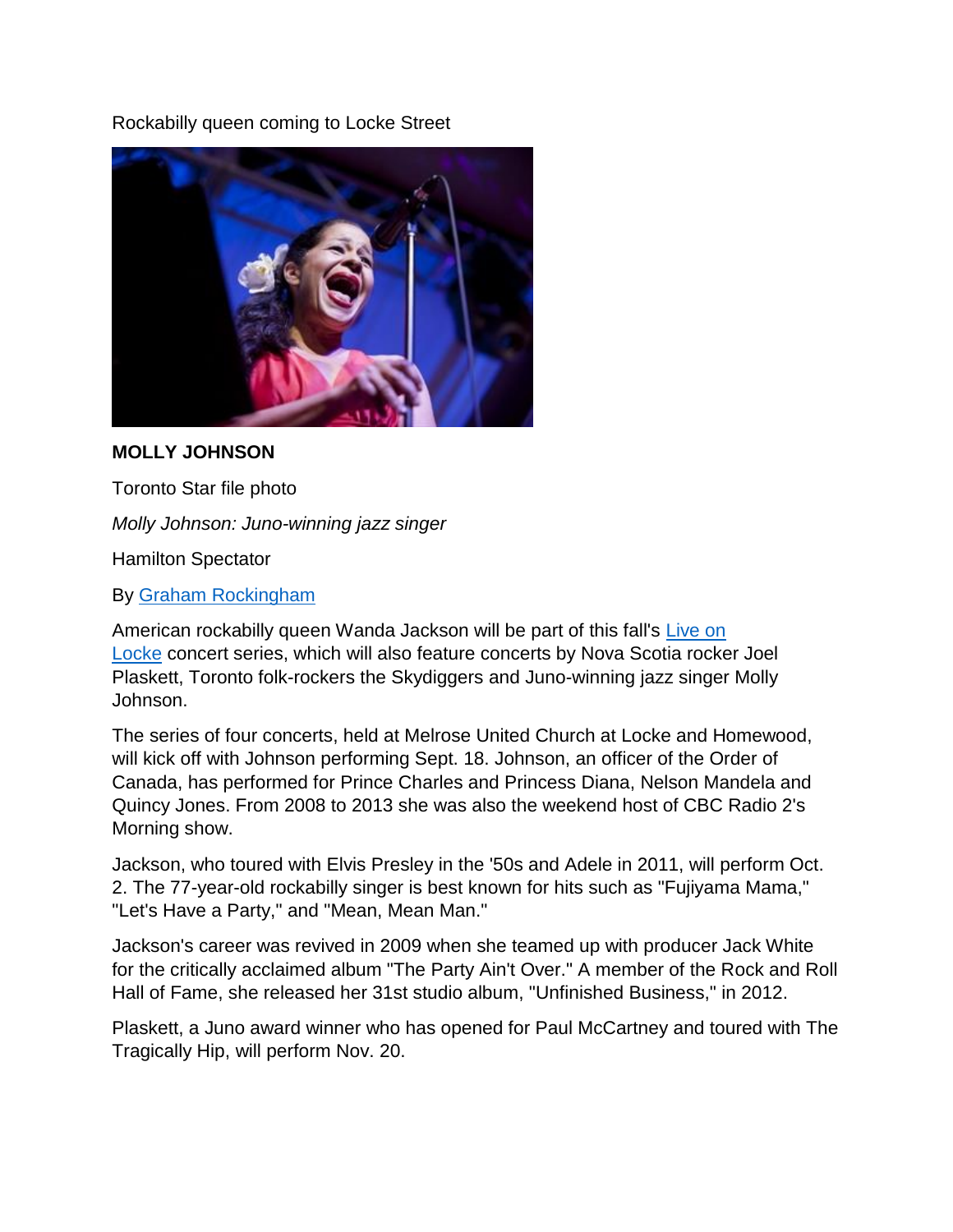Rockabilly queen coming to Locke Street

**MOLLY JOHNSON**

Toronto Star file photo

*Molly Johnson: Juno-winning jazz singer*

Hamilton Spectator

By Graham Rockingham

American rockabilly queen Wanda Jackson will be part of this fall's Live on Locke concert series, which will also feature concerts by Nova Scotia rocker Joel Plaskett, Toronto folk-rockers the Skydiggers and Juno-winning jazz singer Molly Johnson.

The series of four concerts, held at Melrose United Church at Locke and Homewood, will kick off with Johnson performing Sept. 18. Johnson, an officer of the Order of Canada, has performed for Prince Charles and Princess Diana, Nelson Mandela and Quincy Jones. From 2008 to 2013 she was also the weekend host of CBC Radio 2's Morning show.

Jackson, who toured with Elvis Presley in the '50s and Adele in 2011, will perform Oct. 2. The 77-year-old rockabilly singer is best known for hits such as "Fujiyama Mama," "Let's Have a Party," and "Mean, Mean Man."

Jackson's career was revived in 2009 when she teamed up with producer Jack White for the critically acclaimed album "The Party Ain't Over." A member of the Rock and Roll Hall of Fame, she released her 31st studio album, "Unfinished Business," in 2012.

Plaskett, a Juno award winner who has opened for Paul McCartney and toured with The Tragically Hip, will perform Nov. 20.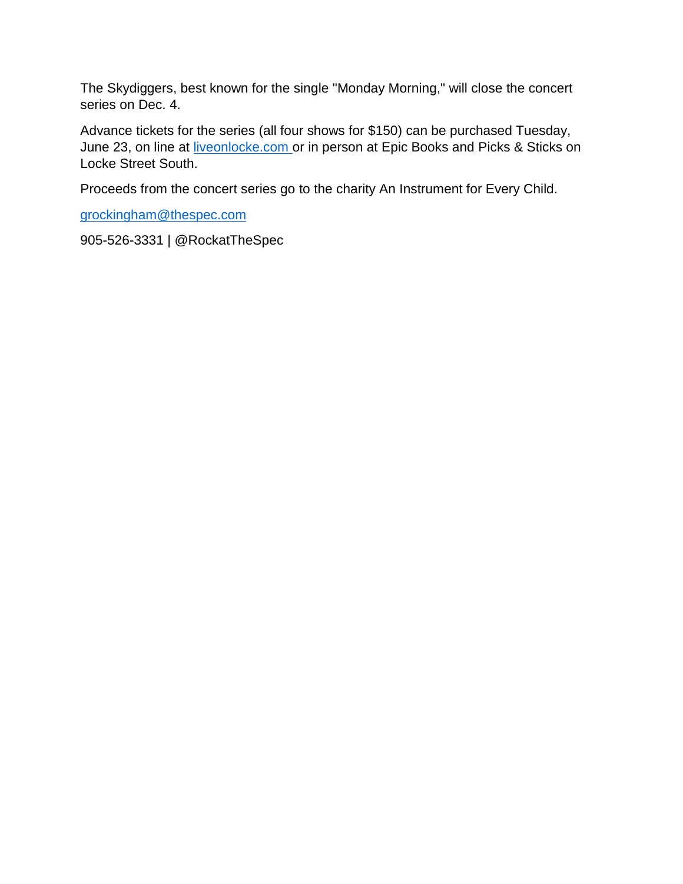The Skydiggers, best known for the single "Monday Morning," will close the concert series on Dec. 4.

Advance tickets for the series (all four shows for $150) can be purchased Tuesday, June 23, on line at liveonlocke.com or in person at Epic Books and Picks & Sticks on Locke Street South.

Proceeds from the concert series go to the charity An Instrument for Every Child.

grockingham@thespec.com

905-526-3331 | @RockatTheSpec